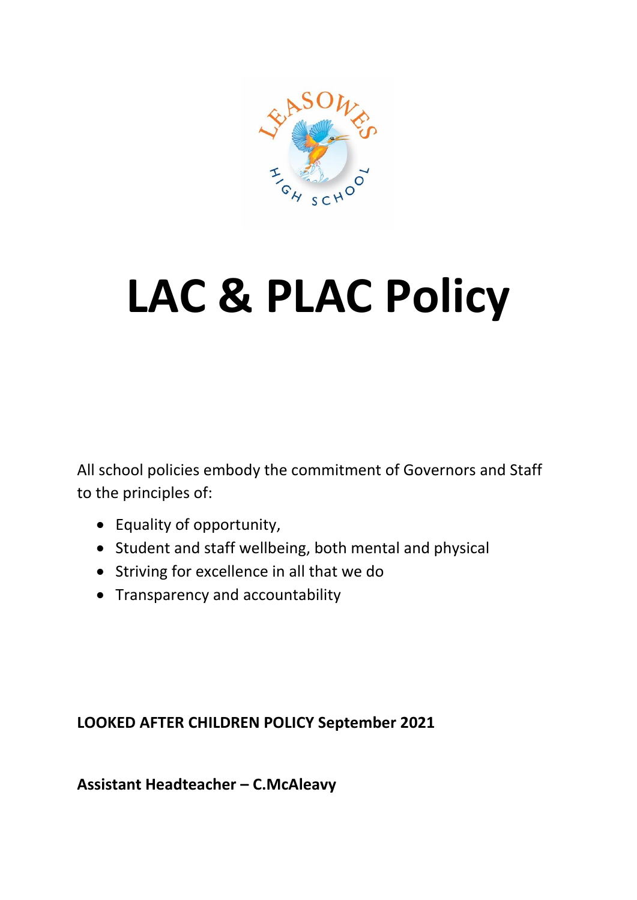# LAC & PLAC Policy

All school policies embody the commitment of Governors and Staff to the principles of:

- Equality of opportunity,
- Student and staff wellbeing, both mental and physical
- Striving for excellence in all that we do
- Transparency and accountability

**LOOKED AFTER CHILDREN POLICY September 2021**

**Assistant Headteacher – C.McAleavy**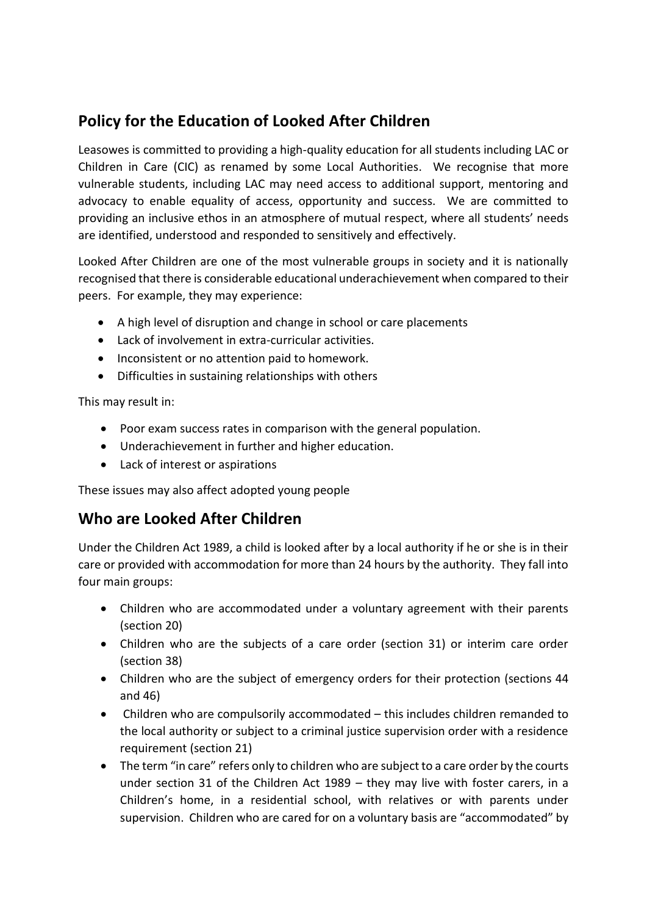## Policy for the Education of Looked After Children

Leasowes is committed to providing a high-quality education for all students including LAC or Children in Care (CIC) as renamed by some Local Authorities. We recognise that more vulnerable students, including LAC may need access to additional support, mentoring and advocacy to enable equality of access, opportunity and success. We are committed to providing an inclusive ethos in an atmosphere of mutual respect, where all students' needs are identified, understood and responded to sensitively and effectively.

Looked After Children are one of the most vulnerable groups in society and it is nationally recognised that there is considerable educational underachievement when compared to their peers. For example, they may experience:

- A high level of disruption and change in school or care placements
- Lack of involvement in extra-curricular activities.
- Inconsistent or no attention paid to homework.
- Difficulties in sustaining relationships with others

This may result in:

- Poor exam success rates in comparison with the general population.
- Underachievement in further and higher education.
- Lack of interest or aspirations

These issues may also affect adopted young people

## Who are Looked After Children

Under the Children Act 1989, a child is looked after by a local authority if he or she is in their care or provided with accommodation for more than 24 hours by the authority. They fall into four main groups:

- Children who are accommodated under a voluntary agreement with their parents (section 20)
- Children who are the subjects of a care order (section 31) or interim care order (section 38)
- Children who are the subject of emergency orders for their protection (sections 44 and 46)
- Children who are compulsorily accommodated – this includes children remanded to the local authority or subject to a criminal justice supervision order with a residence requirement (section 21)
- The term "in care" refers only to children who are subject to a care order by the courts under section 31 of the Children Act 1989 – they may live with foster carers, in a Children's home, in a residential school, with relatives or with parents under supervision. Children who are cared for on a voluntary basis are "accommodated" by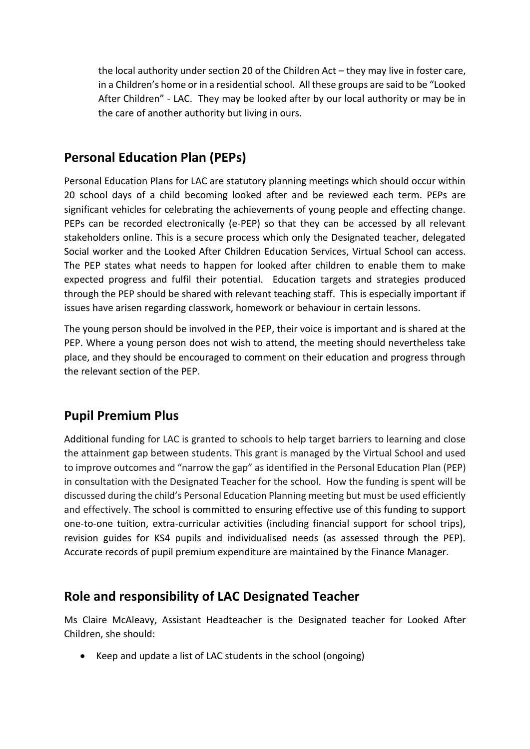the local authority under section 20 of the Children Act – they may live in foster care, in a Children's home or in a residential school. All these groups are said to be "Looked After Children" - LAC. They may be looked after by our local authority or may be in the care of another authority but living in ours.

## Personal Education Plan (PEPs)

Personal Education Plans for LAC are statutory planning meetings which should occur within 20 school days of a child becoming looked after and be reviewed each term. PEPs are significant vehicles for celebrating the achievements of young people and effecting change. PEPs can be recorded electronically (e-PEP) so that they can be accessed by all relevant stakeholders online. This is a secure process which only the Designated teacher, delegated Social worker and the Looked After Children Education Services, Virtual School can access. The PEP states what needs to happen for looked after children to enable them to make expected progress and fulfil their potential. Education targets and strategies produced through the PEP should be shared with relevant teaching staff. This is especially important if issues have arisen regarding classwork, homework or behaviour in certain lessons.

The young person should be involved in the PEP, their voice is important and is shared at the PEP. Where a young person does not wish to attend, the meeting should nevertheless take place, and they should be encouraged to comment on their education and progress through the relevant section of the PEP.

## Pupil Premium Plus

Additional funding for LAC is granted to schools to help target barriers to learning and close the attainment gap between students. This grant is managed by the Virtual School and used to improve outcomes and "narrow the gap" as identified in the Personal Education Plan (PEP) in consultation with the Designated Teacher for the school. How the funding is spent will be discussed during the child's Personal Education Planning meeting but must be used efficiently and effectively. The school is committed to ensuring effective use of this funding to support one-to-one tuition, extra-curricular activities (including financial support for school trips), revision guides for KS4 pupils and individualised needs (as assessed through the PEP). Accurate records of pupil premium expenditure are maintained by the Finance Manager.

## Role and responsibility of LAC Designated Teacher

Ms Claire McAleavy, Assistant Headteacher is the Designated teacher for Looked After Children, she should:

- Keep and update a list of LAC students in the school (ongoing)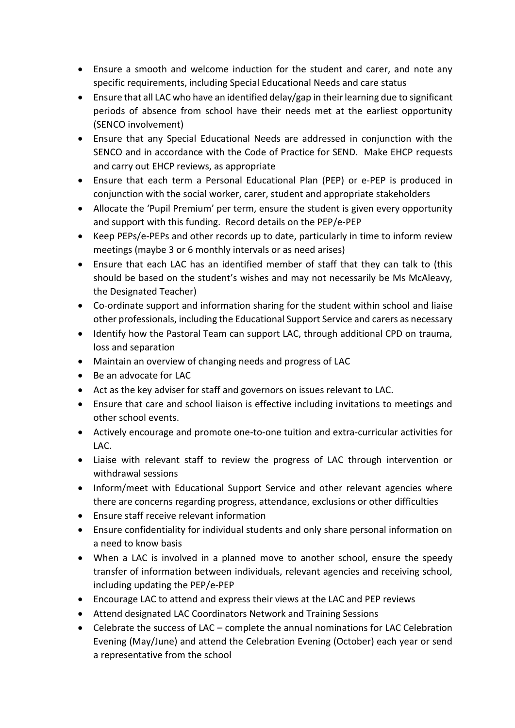- Ensure a smooth and welcome induction for the student and carer, and note any specific requirements, including Special Educational Needs and care status
- Ensure that all LAC who have an identified delay/gap in their learning due to significant periods of absence from school have their needs met at the earliest opportunity (SENCO involvement)
- Ensure that any Special Educational Needs are addressed in conjunction with the SENCO and in accordance with the Code of Practice for SEND. Make EHCP requests and carry out EHCP reviews, as appropriate
- Ensure that each term a Personal Educational Plan (PEP) or e-PEP is produced in conjunction with the social worker, carer, student and appropriate stakeholders
- Allocate the 'Pupil Premium' per term, ensure the student is given every opportunity and support with this funding. Record details on the PEP/e-PEP
- Keep PEPs/e-PEPs and other records up to date, particularly in time to inform review meetings (maybe 3 or 6 monthly intervals or as need arises)
- Ensure that each LAC has an identified member of staff that they can talk to (this should be based on the student's wishes and may not necessarily be Ms McAleavy, the Designated Teacher)
- Co-ordinate support and information sharing for the student within school and liaise other professionals, including the Educational Support Service and carers as necessary
- Identify how the Pastoral Team can support LAC, through additional CPD on trauma, loss and separation
- Maintain an overview of changing needs and progress of LAC
- Be an advocate for LAC
- Act as the key adviser for staff and governors on issues relevant to LAC.
- Ensure that care and school liaison is effective including invitations to meetings and other school events.
- Actively encourage and promote one-to-one tuition and extra-curricular activities for LAC.
- Liaise with relevant staff to review the progress of LAC through intervention or withdrawal sessions
- Inform/meet with Educational Support Service and other relevant agencies where there are concerns regarding progress, attendance, exclusions or other difficulties
- Ensure staff receive relevant information
- Ensure confidentiality for individual students and only share personal information on a need to know basis
- When a LAC is involved in a planned move to another school, ensure the speedy transfer of information between individuals, relevant agencies and receiving school, including updating the PEP/e-PEP
- Encourage LAC to attend and express their views at the LAC and PEP reviews
- Attend designated LAC Coordinators Network and Training Sessions
- Celebrate the success of LAC – complete the annual nominations for LAC Celebration Evening (May/June) and attend the Celebration Evening (October) each year or send a representative from the school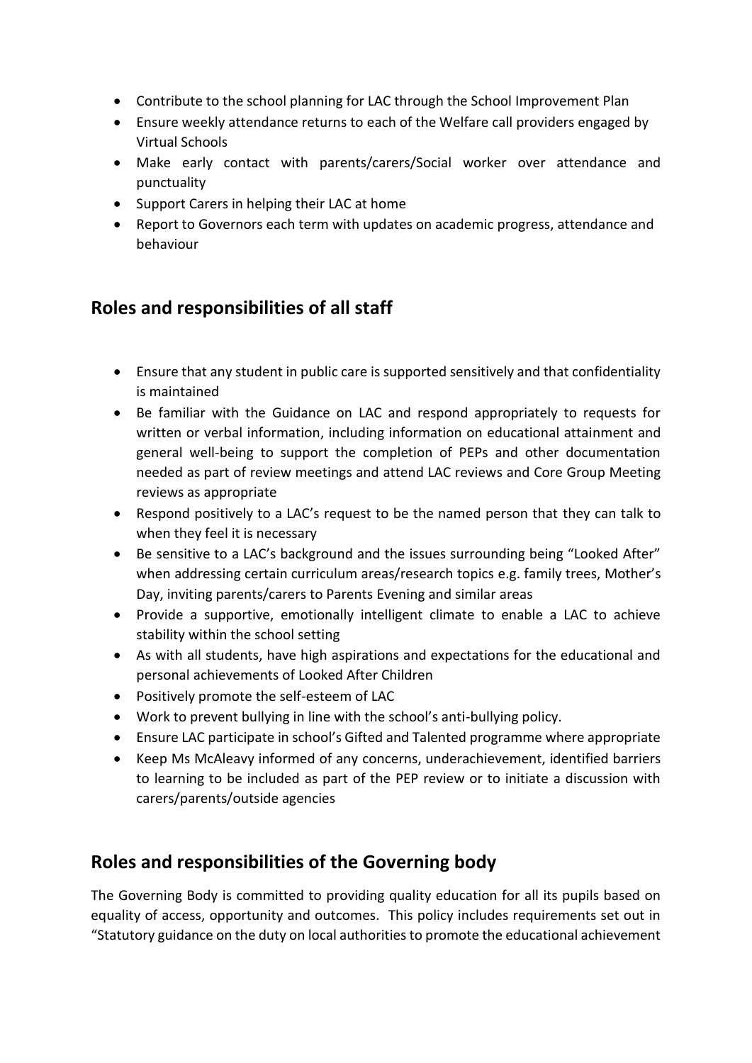- Contribute to the school planning for LAC through the School Improvement Plan
- Ensure weekly attendance returns to each of the Welfare call providers engaged by Virtual Schools
- Make early contact with parents/carers/Social worker over attendance and punctuality
- Support Carers in helping their LAC at home
- Report to Governors each term with updates on academic progress, attendance and behaviour

## Roles and responsibilities of all staff

- Ensure that any student in public care is supported sensitively and that confidentiality is maintained
- Be familiar with the Guidance on LAC and respond appropriately to requests for written or verbal information, including information on educational attainment and general well-being to support the completion of PEPs and other documentation needed as part of review meetings and attend LAC reviews and Core Group Meeting reviews as appropriate
- Respond positively to a LAC's request to be the named person that they can talk to when they feel it is necessary
- Be sensitive to a LAC's background and the issues surrounding being "Looked After" when addressing certain curriculum areas/research topics e.g. family trees, Mother's Day, inviting parents/carers to Parents Evening and similar areas
- Provide a supportive, emotionally intelligent climate to enable a LAC to achieve stability within the school setting
- As with all students, have high aspirations and expectations for the educational and personal achievements of Looked After Children
- Positively promote the self-esteem of LAC
- Work to prevent bullying in line with the school's anti-bullying policy.
- Ensure LAC participate in school's Gifted and Talented programme where appropriate
- Keep Ms McAleavy informed of any concerns, underachievement, identified barriers to learning to be included as part of the PEP review or to initiate a discussion with carers/parents/outside agencies

## Roles and responsibilities of the Governing body

The Governing Body is committed to providing quality education for all its pupils based on equality of access, opportunity and outcomes. This policy includes requirements set out in "Statutory guidance on the duty on local authorities to promote the educational achievement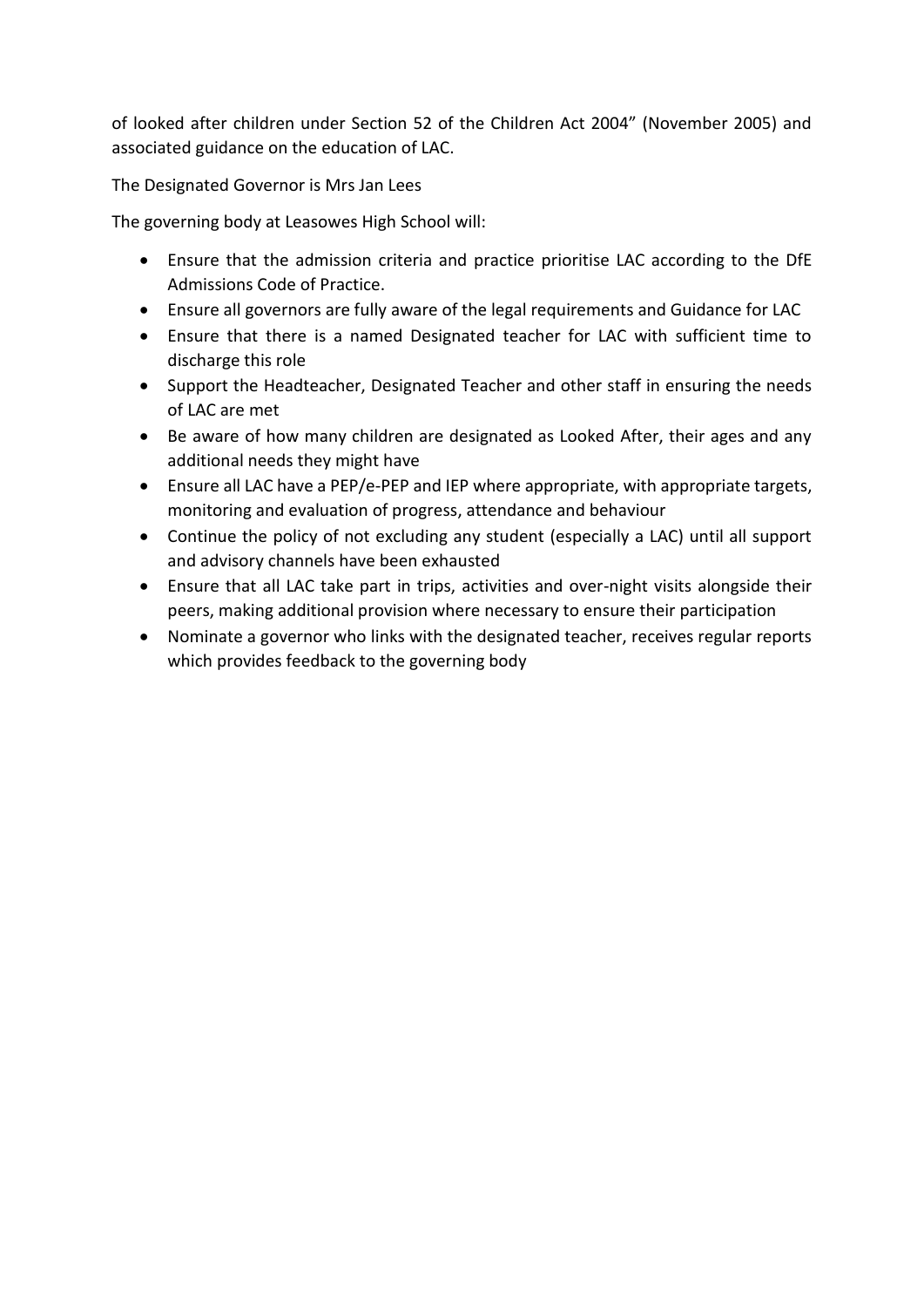of looked after children under Section 52 of the Children Act 2004" (November 2005) and associated guidance on the education of LAC.

The Designated Governor is Mrs Jan Lees

The governing body at Leasowes High School will:

- Ensure that the admission criteria and practice prioritise LAC according to the DfE Admissions Code of Practice.
- Ensure all governors are fully aware of the legal requirements and Guidance for LAC
- Ensure that there is a named Designated teacher for LAC with sufficient time to discharge this role
- Support the Headteacher, Designated Teacher and other staff in ensuring the needs of LAC are met
- Be aware of how many children are designated as Looked After, their ages and any additional needs they might have
- Ensure all LAC have a PEP/e-PEP and IEP where appropriate, with appropriate targets, monitoring and evaluation of progress, attendance and behaviour
- Continue the policy of not excluding any student (especially a LAC) until all support and advisory channels have been exhausted
- Ensure that all LAC take part in trips, activities and over-night visits alongside their peers, making additional provision where necessary to ensure their participation
- Nominate a governor who links with the designated teacher, receives regular reports which provides feedback to the governing body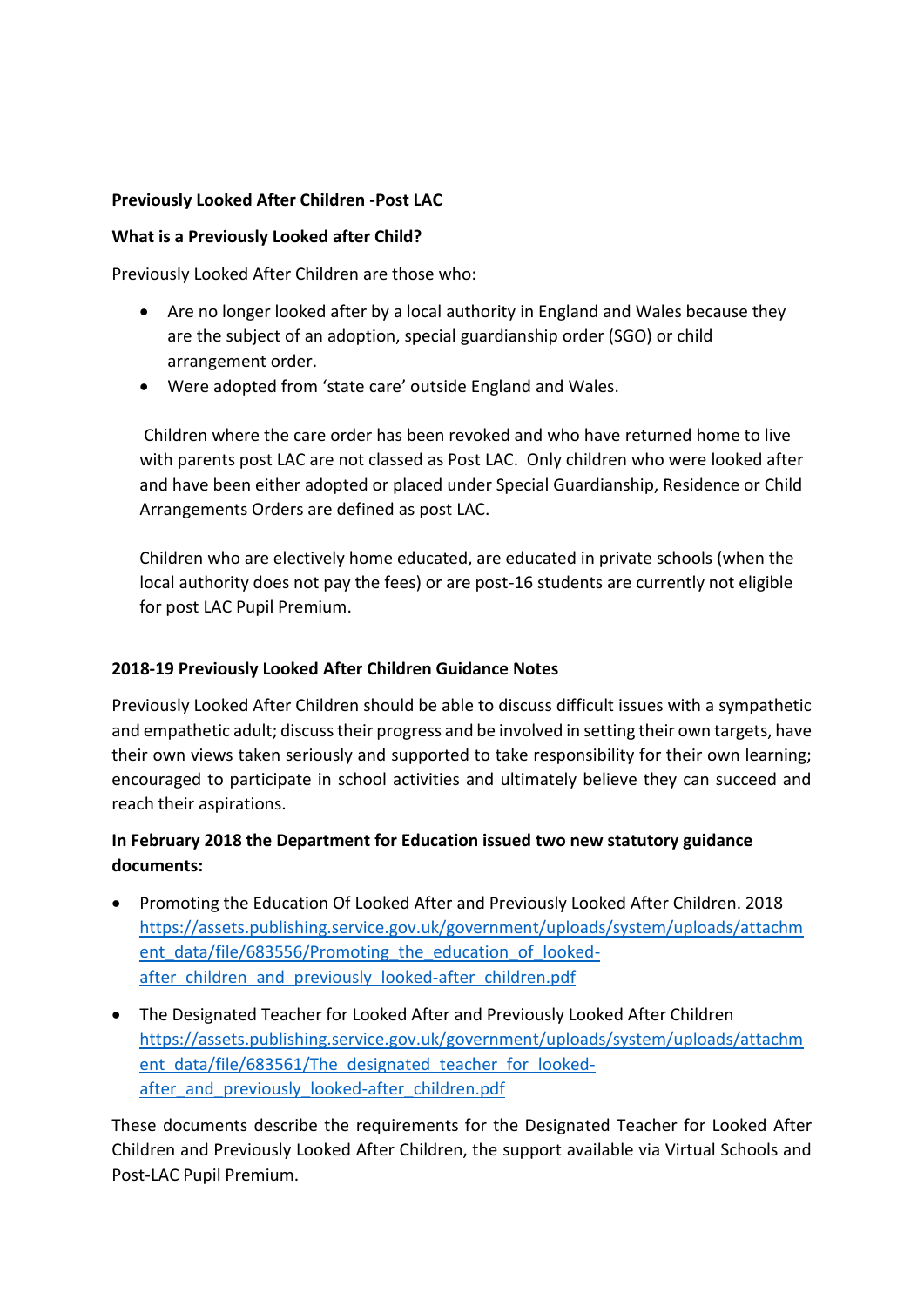**Previously Looked After Children -Post LAC**

**What is a Previously Looked after Child?**

Previously Looked After Children are those who:

- Are no longer looked after by a local authority in England and Wales because they are the subject of an adoption, special guardianship order (SGO) or child arrangement order.
- Were adopted from 'state care' outside England and Wales.

Children where the care order has been revoked and who have returned home to live with parents post LAC are not classed as Post LAC. Only children who were looked after and have been either adopted or placed under Special Guardianship, Residence or Child Arrangements Orders are defined as post LAC.

Children who are electively home educated, are educated in private schools (when the local authority does not pay the fees) or are post-16 students are currently not eligible for post LAC Pupil Premium.

**2018-19 Previously Looked After Children Guidance Notes**

Previously Looked After Children should be able to discuss difficult issues with a sympathetic and empathetic adult; discuss their progress and be involved in setting their own targets, have their own views taken seriously and supported to take responsibility for their own learning; encouraged to participate in school activities and ultimately believe they can succeed and reach their aspirations.

**In February 2018 the Department for Education issued two new statutory guidance documents:**

- Promoting the Education Of Looked After and Previously Looked After Children. 2018 https://assets.publishing.service.gov.uk/government/uploads/system/uploads/attachment_data/file/683556/Promoting_the_education_of_looked-after_children_and_previously_looked-after_children.pdf
- The Designated Teacher for Looked After and Previously Looked After Children https://assets.publishing.service.gov.uk/government/uploads/system/uploads/attachment_data/file/683561/The_designated_teacher_for_looked-after_and_previously_looked-after_children.pdf

These documents describe the requirements for the Designated Teacher for Looked After Children and Previously Looked After Children, the support available via Virtual Schools and Post-LAC Pupil Premium.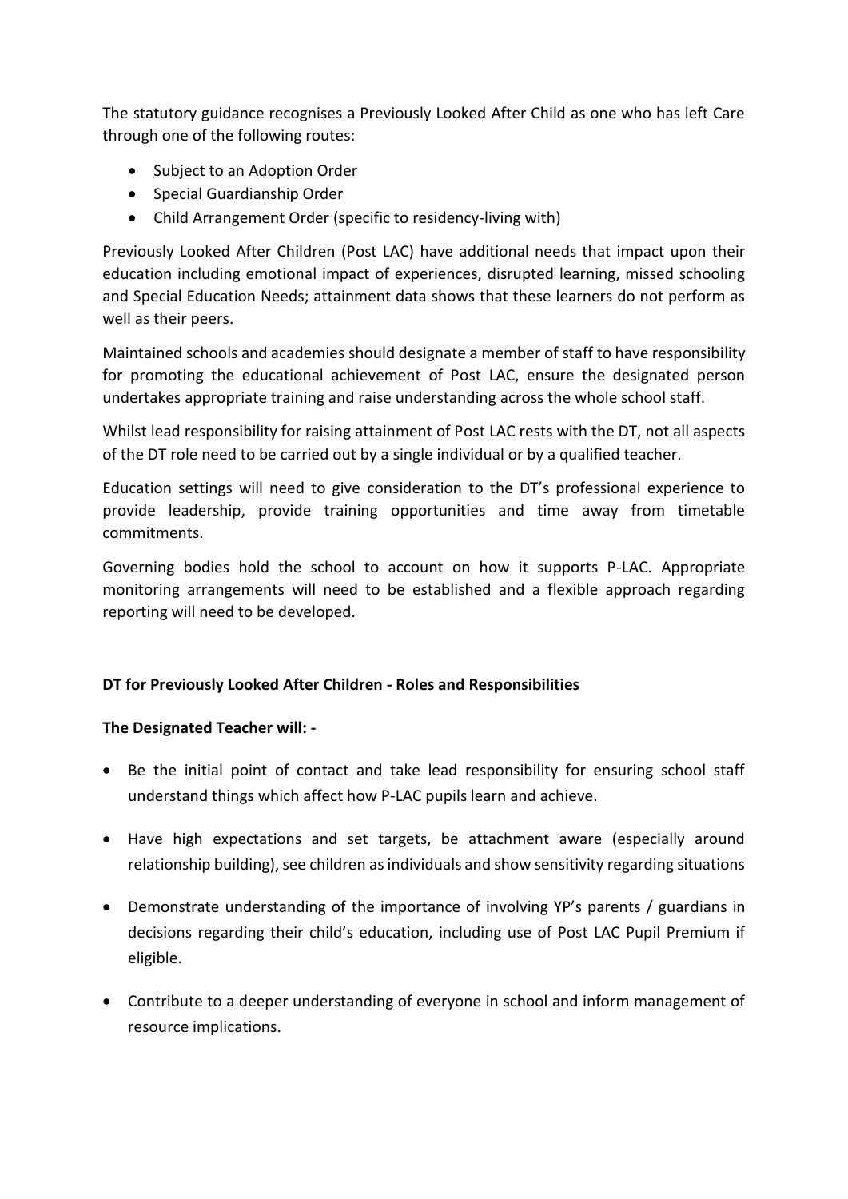The statutory guidance recognises a Previously Looked After Child as one who has left Care through one of the following routes:

- Subject to an Adoption Order
- Special Guardianship Order
- Child Arrangement Order (specific to residency-living with)

Previously Looked After Children (Post LAC) have additional needs that impact upon their education including emotional impact of experiences, disrupted learning, missed schooling and Special Education Needs; attainment data shows that these learners do not perform as well as their peers.

Maintained schools and academies should designate a member of staff to have responsibility for promoting the educational achievement of Post LAC, ensure the designated person undertakes appropriate training and raise understanding across the whole school staff.

Whilst lead responsibility for raising attainment of Post LAC rests with the DT, not all aspects of the DT role need to be carried out by a single individual or by a qualified teacher.

Education settings will need to give consideration to the DT's professional experience to provide leadership, provide training opportunities and time away from timetable commitments.

Governing bodies hold the school to account on how it supports P-LAC. Appropriate monitoring arrangements will need to be established and a flexible approach regarding reporting will need to be developed.

**DT for Previously Looked After Children - Roles and Responsibilities**

**The Designated Teacher will: -**

- Be the initial point of contact and take lead responsibility for ensuring school staff understand things which affect how P-LAC pupils learn and achieve.
- Have high expectations and set targets, be attachment aware (especially around relationship building), see children as individuals and show sensitivity regarding situations
- Demonstrate understanding of the importance of involving YP's parents / guardians in decisions regarding their child's education, including use of Post LAC Pupil Premium if eligible.
- Contribute to a deeper understanding of everyone in school and inform management of resource implications.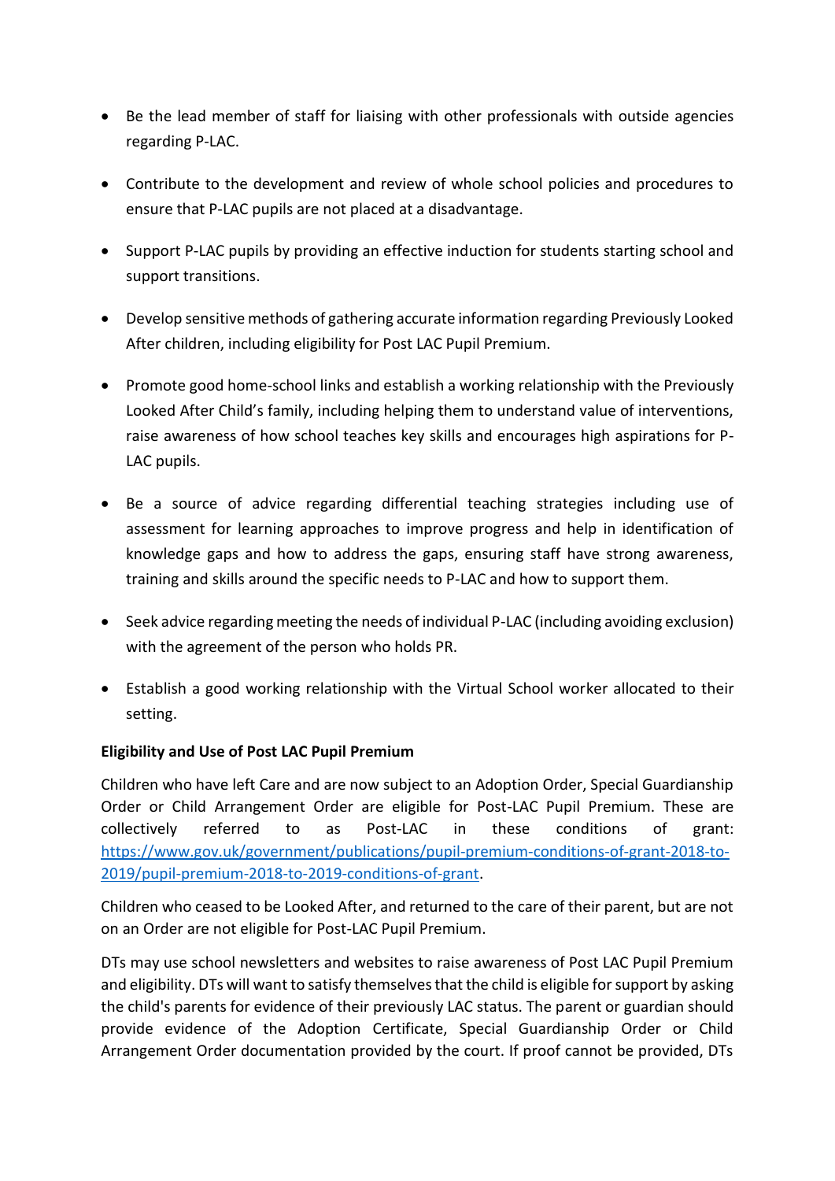- Be the lead member of staff for liaising with other professionals with outside agencies regarding P-LAC.
- Contribute to the development and review of whole school policies and procedures to ensure that P-LAC pupils are not placed at a disadvantage.
- Support P-LAC pupils by providing an effective induction for students starting school and support transitions.
- Develop sensitive methods of gathering accurate information regarding Previously Looked After children, including eligibility for Post LAC Pupil Premium.
- Promote good home-school links and establish a working relationship with the Previously Looked After Child's family, including helping them to understand value of interventions, raise awareness of how school teaches key skills and encourages high aspirations for P-LAC pupils.
- Be a source of advice regarding differential teaching strategies including use of assessment for learning approaches to improve progress and help in identification of knowledge gaps and how to address the gaps, ensuring staff have strong awareness, training and skills around the specific needs to P-LAC and how to support them.
- Seek advice regarding meeting the needs of individual P-LAC (including avoiding exclusion) with the agreement of the person who holds PR.
- Establish a good working relationship with the Virtual School worker allocated to their setting.

**Eligibility and Use of Post LAC Pupil Premium**

Children who have left Care and are now subject to an Adoption Order, Special Guardianship Order or Child Arrangement Order are eligible for Post-LAC Pupil Premium. These are collectively referred to as Post-LAC in these conditions of grant: [https://www.gov.uk/government/publications/pupil-premium-conditions-of-grant-2018-to-2019/pupil-premium-2018-to-2019-conditions-of-grant](https://www.gov.uk/government/publications/pupil-premium-conditions-of-grant-2018-to-2019/pupil-premium-2018-to-2019-conditions-of-grant).

Children who ceased to be Looked After, and returned to the care of their parent, but are not on an Order are not eligible for Post-LAC Pupil Premium.

DTs may use school newsletters and websites to raise awareness of Post LAC Pupil Premium and eligibility. DTs will want to satisfy themselves that the child is eligible for support by asking the child's parents for evidence of their previously LAC status. The parent or guardian should provide evidence of the Adoption Certificate, Special Guardianship Order or Child Arrangement Order documentation provided by the court. If proof cannot be provided, DTs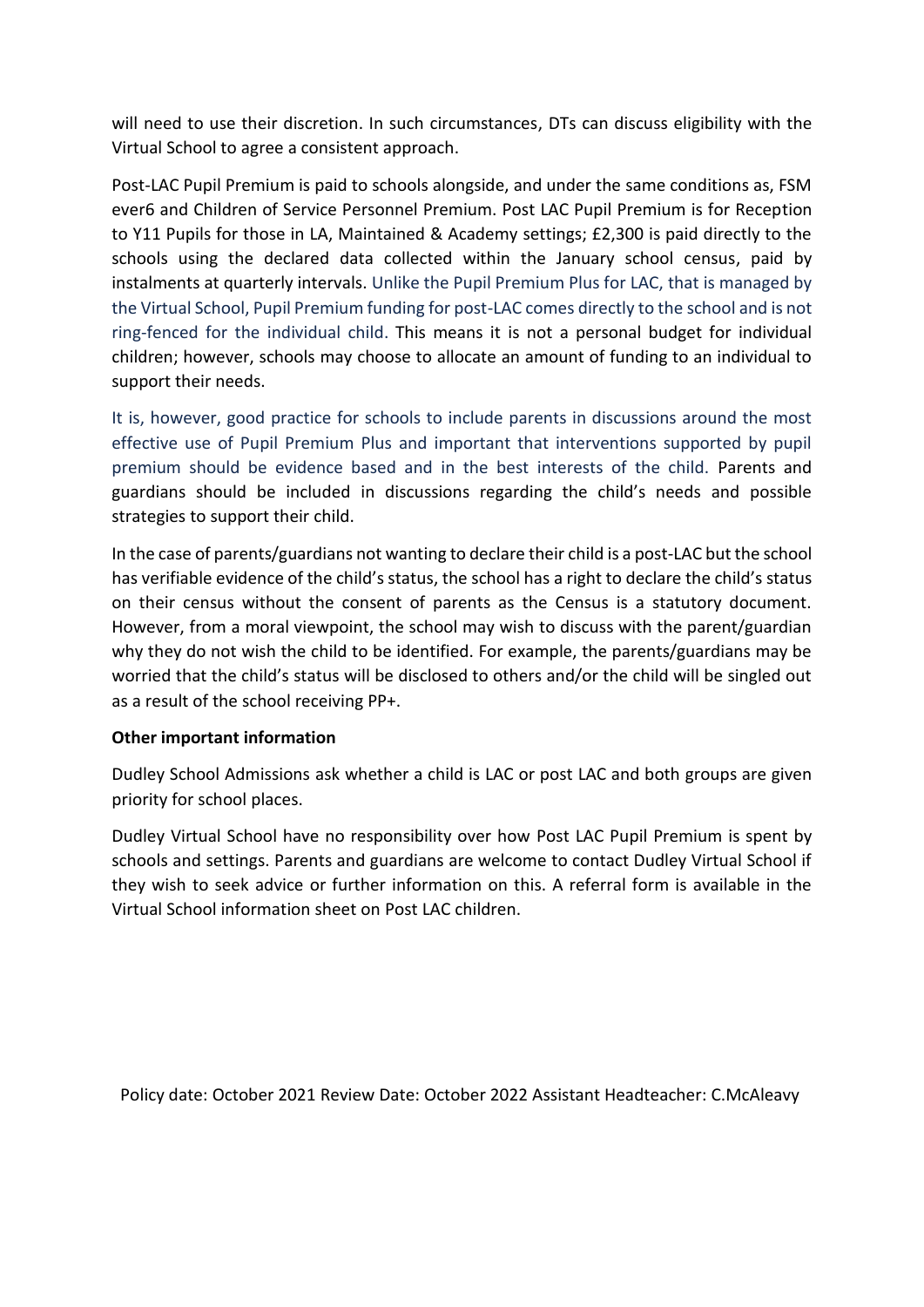will need to use their discretion. In such circumstances, DTs can discuss eligibility with the Virtual School to agree a consistent approach.

Post-LAC Pupil Premium is paid to schools alongside, and under the same conditions as, FSM ever6 and Children of Service Personnel Premium. Post LAC Pupil Premium is for Reception to Y11 Pupils for those in LA, Maintained & Academy settings; £2,300 is paid directly to the schools using the declared data collected within the January school census, paid by instalments at quarterly intervals. Unlike the Pupil Premium Plus for LAC, that is managed by the Virtual School, Pupil Premium funding for post-LAC comes directly to the school and is not ring-fenced for the individual child. This means it is not a personal budget for individual children; however, schools may choose to allocate an amount of funding to an individual to support their needs.

It is, however, good practice for schools to include parents in discussions around the most effective use of Pupil Premium Plus and important that interventions supported by pupil premium should be evidence based and in the best interests of the child. Parents and guardians should be included in discussions regarding the child's needs and possible strategies to support their child.

In the case of parents/guardians not wanting to declare their child is a post-LAC but the school has verifiable evidence of the child's status, the school has a right to declare the child's status on their census without the consent of parents as the Census is a statutory document. However, from a moral viewpoint, the school may wish to discuss with the parent/guardian why they do not wish the child to be identified. For example, the parents/guardians may be worried that the child's status will be disclosed to others and/or the child will be singled out as a result of the school receiving PP+.

**Other important information**

Dudley School Admissions ask whether a child is LAC or post LAC and both groups are given priority for school places.

Dudley Virtual School have no responsibility over how Post LAC Pupil Premium is spent by schools and settings. Parents and guardians are welcome to contact Dudley Virtual School if they wish to seek advice or further information on this. A referral form is available in the Virtual School information sheet on Post LAC children.

Policy date: October 2021 Review Date: October 2022 Assistant Headteacher: C.McAleavy